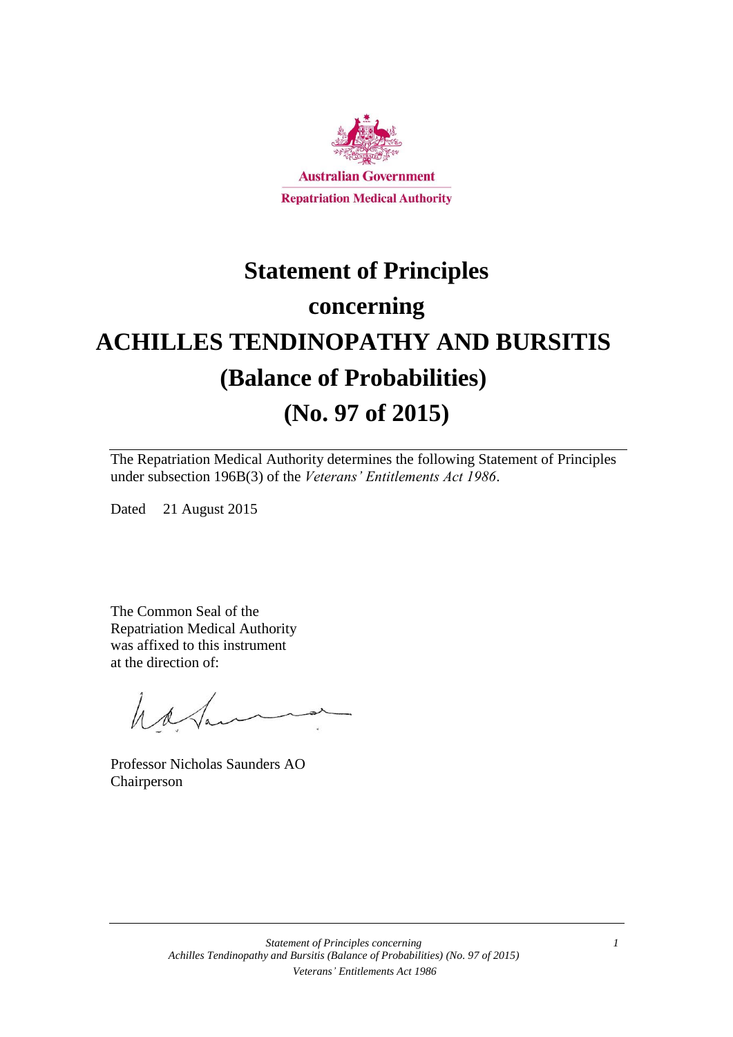Australian Government

Repatriation Medical Authority

# Statement of Principles concerning ACHILLES TENDINOPATHY AND BURSITIS (Balance of Probabilities) (No. 97 of 2015)

The Repatriation Medical Authority determines the following Statement of Principles under subsection 196B(3) of the *Veterans' Entitlements Act 1986*.

Dated 21 August 2015

The Common Seal of the Repatriation Medical Authority was affixed to this instrument at the direction of:

Professor Nicholas Saunders AO
Chairperson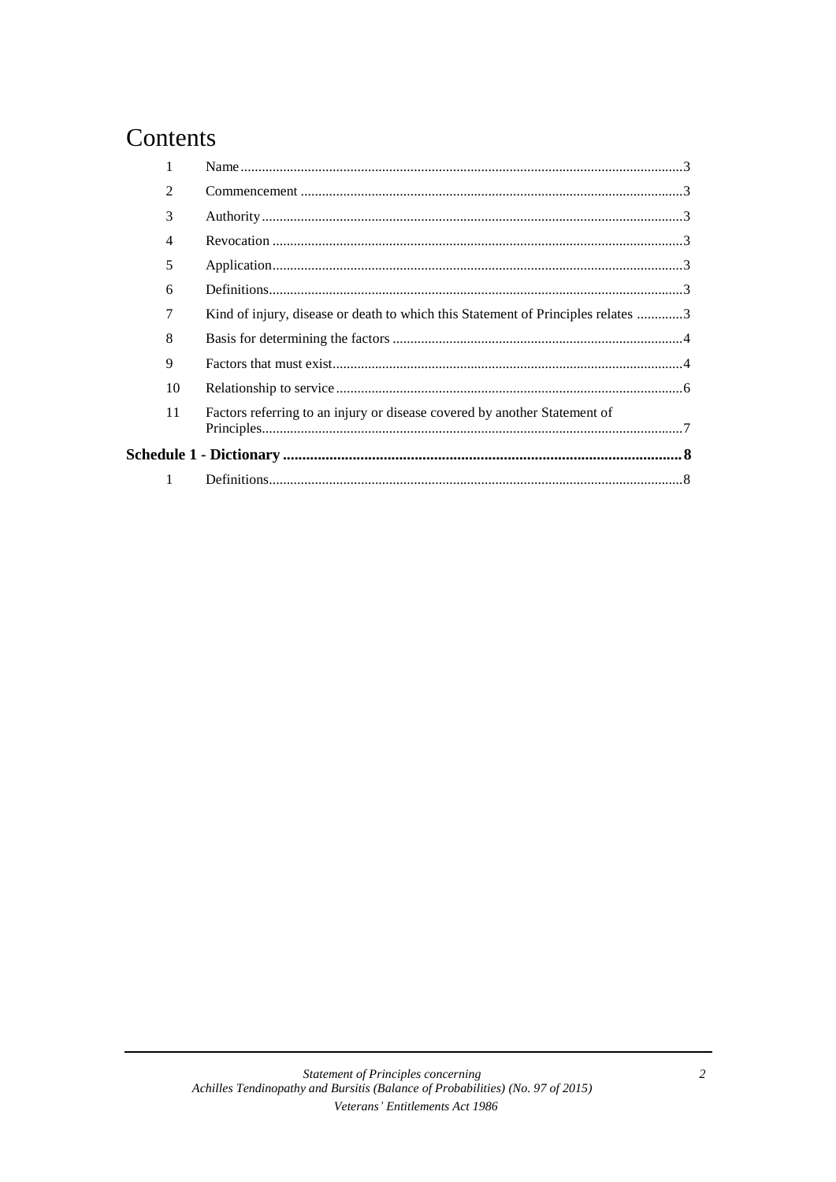# Contents

| | | |
|---|---|---|
| 1 | Name | 3 |
| 2 | Commencement | 3 |
| 3 | Authority | 3 |
| 4 | Revocation | 3 |
| 5 | Application | 3 |
| 6 | Definitions | 3 |
| 7 | Kind of injury, disease or death to which this Statement of Principles relates | 3 |
| 8 | Basis for determining the factors | 4 |
| 9 | Factors that must exist | 4 |
| 10 | Relationship to service | 6 |
| 11 | Factors referring to an injury or disease covered by another Statement of Principles | 7 |
| **Schedule 1 - Dictionary** | | **8** |
| 1 | Definitions | 8 |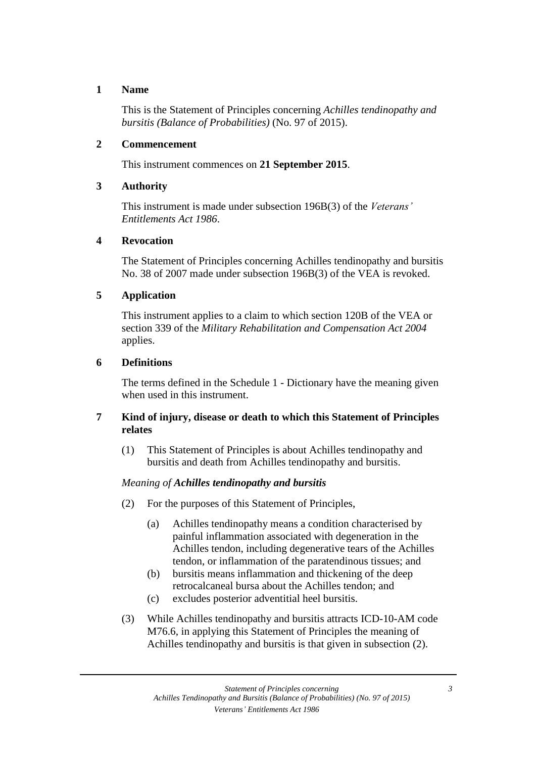## 1 Name

This is the Statement of Principles concerning *Achilles tendinopathy and bursitis (Balance of Probabilities)* (No. 97 of 2015).

## 2 Commencement

This instrument commences on **21 September 2015**.

## 3 Authority

This instrument is made under subsection 196B(3) of the *Veterans' Entitlements Act 1986*.

## 4 Revocation

The Statement of Principles concerning Achilles tendinopathy and bursitis No. 38 of 2007 made under subsection 196B(3) of the VEA is revoked.

## 5 Application

This instrument applies to a claim to which section 120B of the VEA or section 339 of the *Military Rehabilitation and Compensation Act 2004* applies.

## 6 Definitions

The terms defined in the Schedule 1 - Dictionary have the meaning given when used in this instrument.

## 7 Kind of injury, disease or death to which this Statement of Principles relates

(1) This Statement of Principles is about Achilles tendinopathy and bursitis and death from Achilles tendinopathy and bursitis.

*Meaning of **Achilles tendinopathy and bursitis***

(2) For the purposes of this Statement of Principles,

(a) Achilles tendinopathy means a condition characterised by painful inflammation associated with degeneration in the Achilles tendon, including degenerative tears of the Achilles tendon, or inflammation of the paratendinous tissues; and

(b) bursitis means inflammation and thickening of the deep retrocalcaneal bursa about the Achilles tendon; and

(c) excludes posterior adventitial heel bursitis.

(3) While Achilles tendinopathy and bursitis attracts ICD-10-AM code M76.6, in applying this Statement of Principles the meaning of Achilles tendinopathy and bursitis is that given in subsection (2).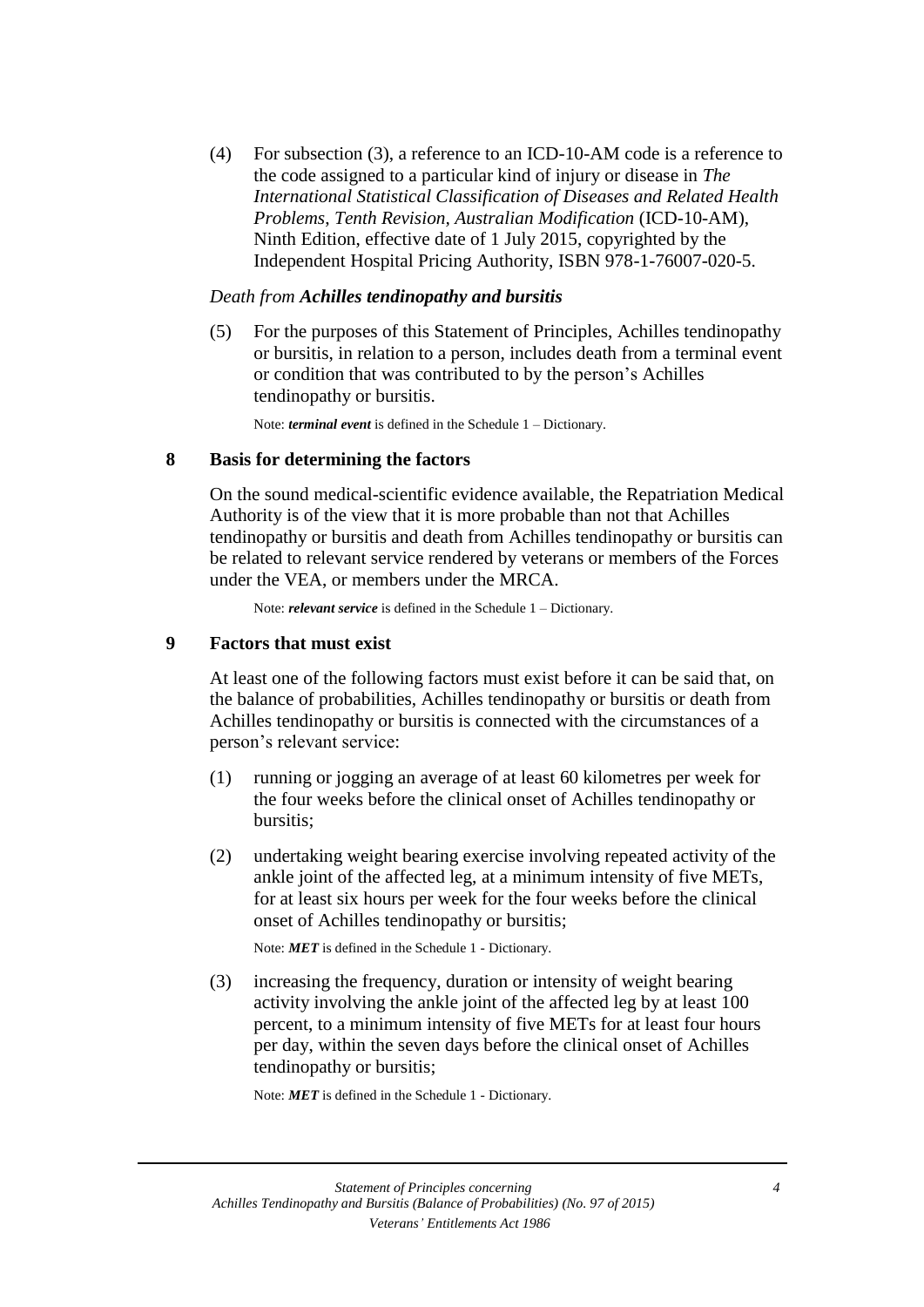(4) For subsection (3), a reference to an ICD-10-AM code is a reference to the code assigned to a particular kind of injury or disease in *The International Statistical Classification of Diseases and Related Health Problems, Tenth Revision, Australian Modification* (ICD-10-AM), Ninth Edition, effective date of 1 July 2015, copyrighted by the Independent Hospital Pricing Authority, ISBN 978-1-76007-020-5.

*Death from* ***Achilles tendinopathy and bursitis***

(5) For the purposes of this Statement of Principles, Achilles tendinopathy or bursitis, in relation to a person, includes death from a terminal event or condition that was contributed to by the person's Achilles tendinopathy or bursitis.

Note: ***terminal event*** is defined in the Schedule 1 – Dictionary.

## 8 Basis for determining the factors

On the sound medical-scientific evidence available, the Repatriation Medical Authority is of the view that it is more probable than not that Achilles tendinopathy or bursitis and death from Achilles tendinopathy or bursitis can be related to relevant service rendered by veterans or members of the Forces under the VEA, or members under the MRCA.

Note: ***relevant service*** is defined in the Schedule 1 – Dictionary.

## 9 Factors that must exist

At least one of the following factors must exist before it can be said that, on the balance of probabilities, Achilles tendinopathy or bursitis or death from Achilles tendinopathy or bursitis is connected with the circumstances of a person's relevant service:

(1) running or jogging an average of at least 60 kilometres per week for the four weeks before the clinical onset of Achilles tendinopathy or bursitis;

(2) undertaking weight bearing exercise involving repeated activity of the ankle joint of the affected leg, at a minimum intensity of five METs, for at least six hours per week for the four weeks before the clinical onset of Achilles tendinopathy or bursitis;

Note: ***MET*** is defined in the Schedule 1 - Dictionary.

(3) increasing the frequency, duration or intensity of weight bearing activity involving the ankle joint of the affected leg by at least 100 percent, to a minimum intensity of five METs for at least four hours per day, within the seven days before the clinical onset of Achilles tendinopathy or bursitis;

Note: ***MET*** is defined in the Schedule 1 - Dictionary.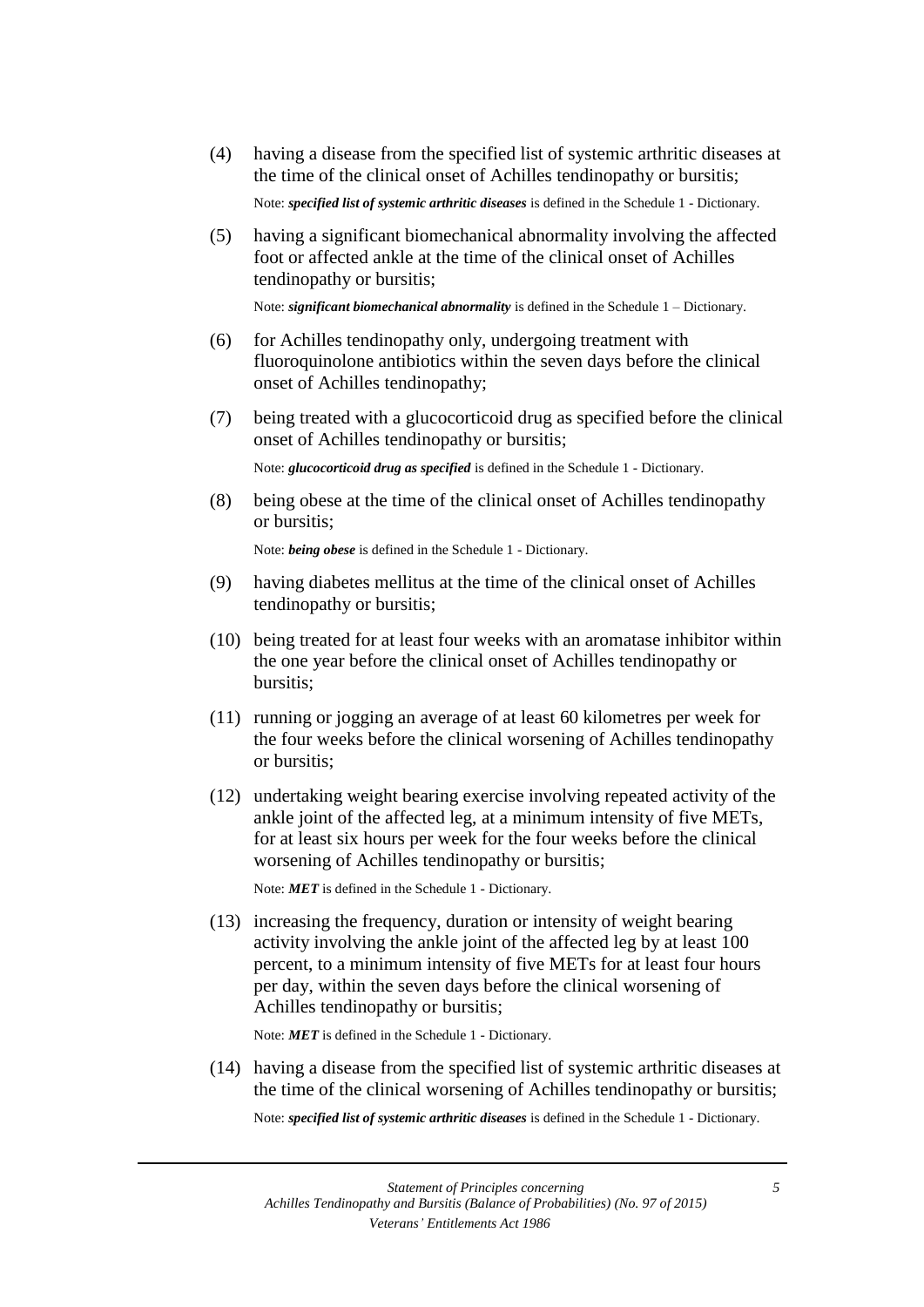(4) having a disease from the specified list of systemic arthritic diseases at the time of the clinical onset of Achilles tendinopathy or bursitis;

Note: ***specified list of systemic arthritic diseases*** is defined in the Schedule 1 - Dictionary.

(5) having a significant biomechanical abnormality involving the affected foot or affected ankle at the time of the clinical onset of Achilles tendinopathy or bursitis;

Note: ***significant biomechanical abnormality*** is defined in the Schedule 1 – Dictionary.

(6) for Achilles tendinopathy only, undergoing treatment with fluoroquinolone antibiotics within the seven days before the clinical onset of Achilles tendinopathy;

(7) being treated with a glucocorticoid drug as specified before the clinical onset of Achilles tendinopathy or bursitis;

Note: ***glucocorticoid drug as specified*** is defined in the Schedule 1 - Dictionary.

(8) being obese at the time of the clinical onset of Achilles tendinopathy or bursitis;

Note: ***being obese*** is defined in the Schedule 1 - Dictionary.

(9) having diabetes mellitus at the time of the clinical onset of Achilles tendinopathy or bursitis;

(10) being treated for at least four weeks with an aromatase inhibitor within the one year before the clinical onset of Achilles tendinopathy or bursitis;

(11) running or jogging an average of at least 60 kilometres per week for the four weeks before the clinical worsening of Achilles tendinopathy or bursitis;

(12) undertaking weight bearing exercise involving repeated activity of the ankle joint of the affected leg, at a minimum intensity of five METs, for at least six hours per week for the four weeks before the clinical worsening of Achilles tendinopathy or bursitis;

Note: ***MET*** is defined in the Schedule 1 - Dictionary.

(13) increasing the frequency, duration or intensity of weight bearing activity involving the ankle joint of the affected leg by at least 100 percent, to a minimum intensity of five METs for at least four hours per day, within the seven days before the clinical worsening of Achilles tendinopathy or bursitis;

Note: ***MET*** is defined in the Schedule 1 - Dictionary.

(14) having a disease from the specified list of systemic arthritic diseases at the time of the clinical worsening of Achilles tendinopathy or bursitis;

Note: ***specified list of systemic arthritic diseases*** is defined in the Schedule 1 - Dictionary.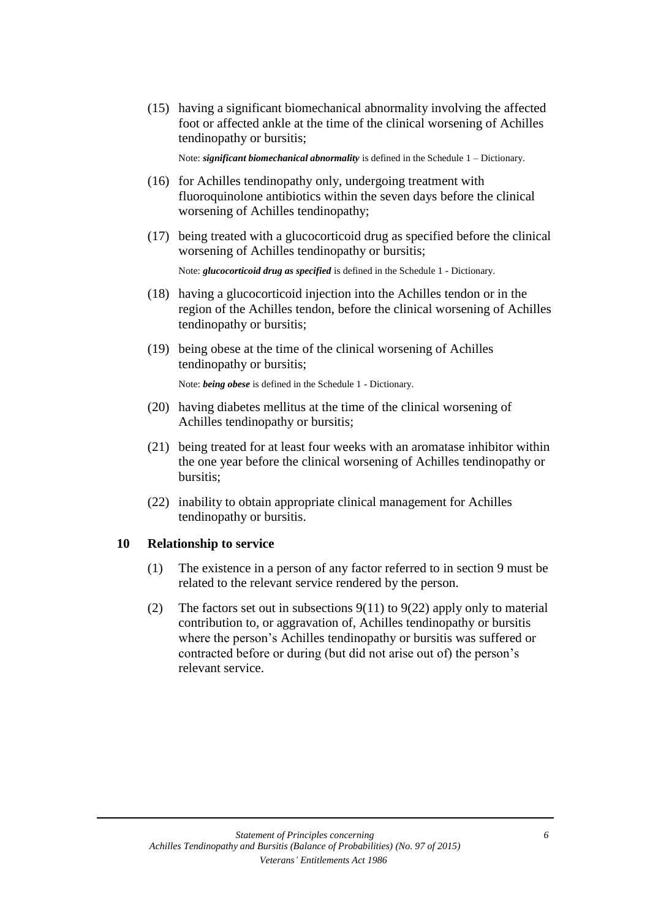(15) having a significant biomechanical abnormality involving the affected foot or affected ankle at the time of the clinical worsening of Achilles tendinopathy or bursitis;

Note: ***significant biomechanical abnormality*** is defined in the Schedule 1 – Dictionary.

(16) for Achilles tendinopathy only, undergoing treatment with fluoroquinolone antibiotics within the seven days before the clinical worsening of Achilles tendinopathy;

(17) being treated with a glucocorticoid drug as specified before the clinical worsening of Achilles tendinopathy or bursitis;

Note: ***glucocorticoid drug as specified*** is defined in the Schedule 1 - Dictionary.

(18) having a glucocorticoid injection into the Achilles tendon or in the region of the Achilles tendon, before the clinical worsening of Achilles tendinopathy or bursitis;

(19) being obese at the time of the clinical worsening of Achilles tendinopathy or bursitis;

Note: ***being obese*** is defined in the Schedule 1 - Dictionary.

(20) having diabetes mellitus at the time of the clinical worsening of Achilles tendinopathy or bursitis;

(21) being treated for at least four weeks with an aromatase inhibitor within the one year before the clinical worsening of Achilles tendinopathy or bursitis;

(22) inability to obtain appropriate clinical management for Achilles tendinopathy or bursitis.

## 10 Relationship to service

(1) The existence in a person of any factor referred to in section 9 must be related to the relevant service rendered by the person.

(2) The factors set out in subsections 9(11) to 9(22) apply only to material contribution to, or aggravation of, Achilles tendinopathy or bursitis where the person's Achilles tendinopathy or bursitis was suffered or contracted before or during (but did not arise out of) the person's relevant service.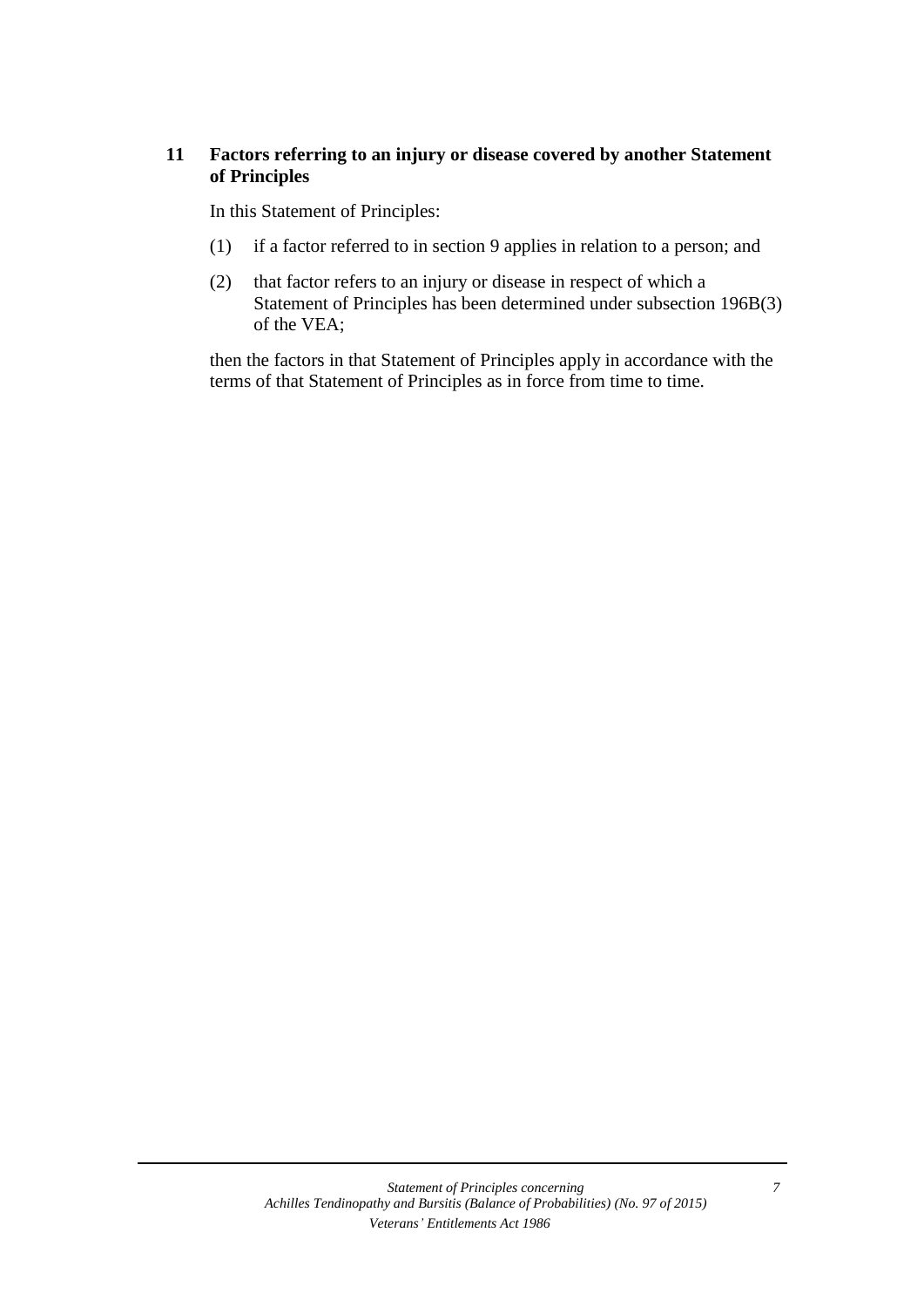## 11 Factors referring to an injury or disease covered by another Statement of Principles

In this Statement of Principles:

(1) if a factor referred to in section 9 applies in relation to a person; and

(2) that factor refers to an injury or disease in respect of which a Statement of Principles has been determined under subsection 196B(3) of the VEA;

then the factors in that Statement of Principles apply in accordance with the terms of that Statement of Principles as in force from time to time.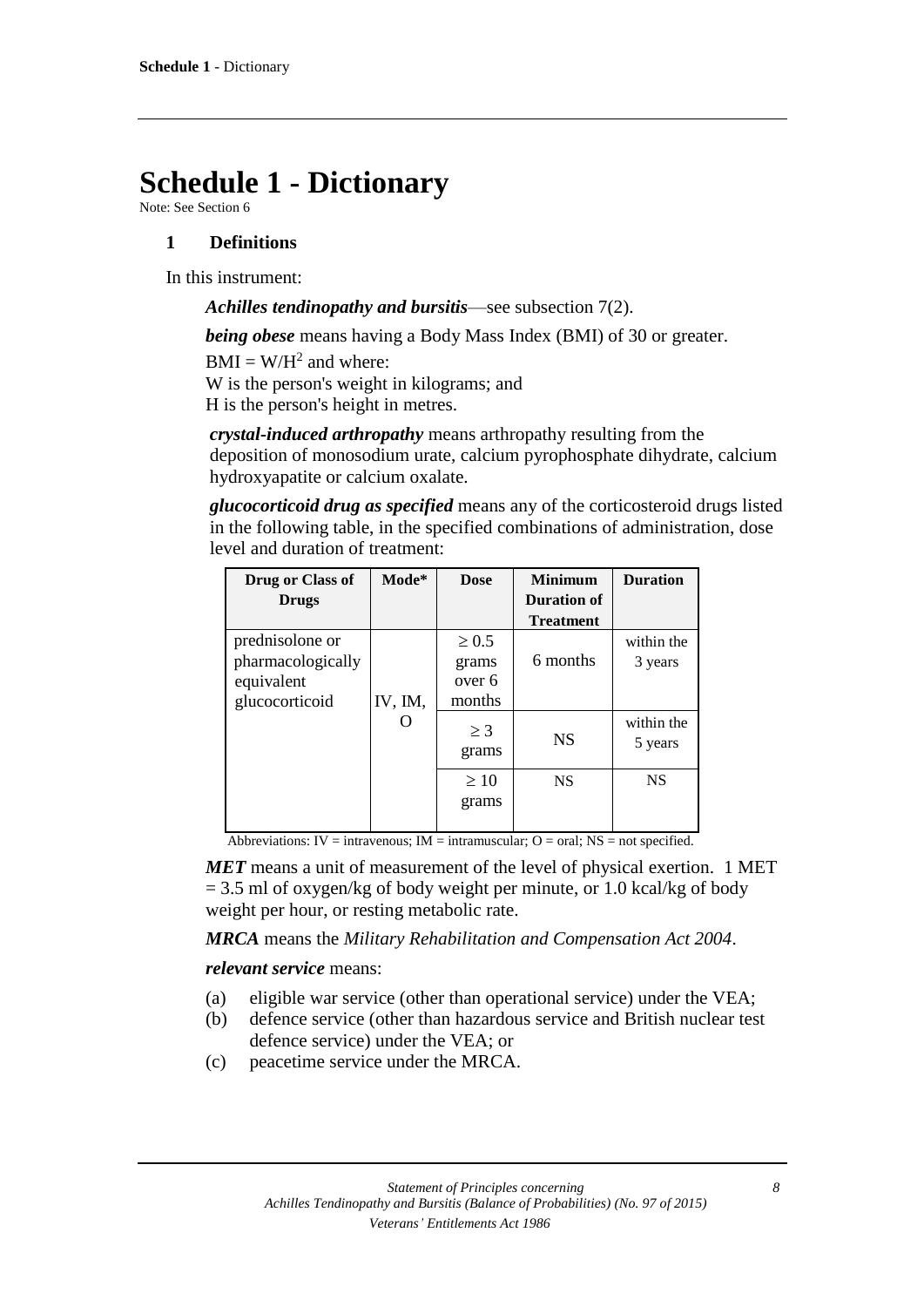# Schedule 1 - Dictionary

Note: See Section 6

## 1 Definitions

In this instrument:

***Achilles tendinopathy and bursitis***—see subsection 7(2).

***being obese*** means having a Body Mass Index (BMI) of 30 or greater.

$BMI = W/H^2$ and where:
W is the person's weight in kilograms; and
H is the person's height in metres.

***crystal-induced arthropathy*** means arthropathy resulting from the deposition of monosodium urate, calcium pyrophosphate dihydrate, calcium hydroxyapatite or calcium oxalate.

***glucocorticoid drug as specified*** means any of the corticosteroid drugs listed in the following table, in the specified combinations of administration, dose level and duration of treatment:

| Drug or Class of Drugs | Mode* | Dose | Minimum Duration of Treatment | Duration |
|---|---|---|---|---|
| prednisolone or pharmacologically equivalent glucocorticoid | IV, IM, O | ≥ 0.5 grams over 6 months | 6 months | within the 3 years |
| | | ≥ 3 grams | NS | within the 5 years |
| | | ≥ 10 grams | NS | NS |

Abbreviations: IV = intravenous; IM = intramuscular; O = oral; NS = not specified.

***MET*** means a unit of measurement of the level of physical exertion. 1 MET = 3.5 ml of oxygen/kg of body weight per minute, or 1.0 kcal/kg of body weight per hour, or resting metabolic rate.

***MRCA*** means the *Military Rehabilitation and Compensation Act 2004*.

***relevant service*** means:

(a) eligible war service (other than operational service) under the VEA;
(b) defence service (other than hazardous service and British nuclear test defence service) under the VEA; or
(c) peacetime service under the MRCA.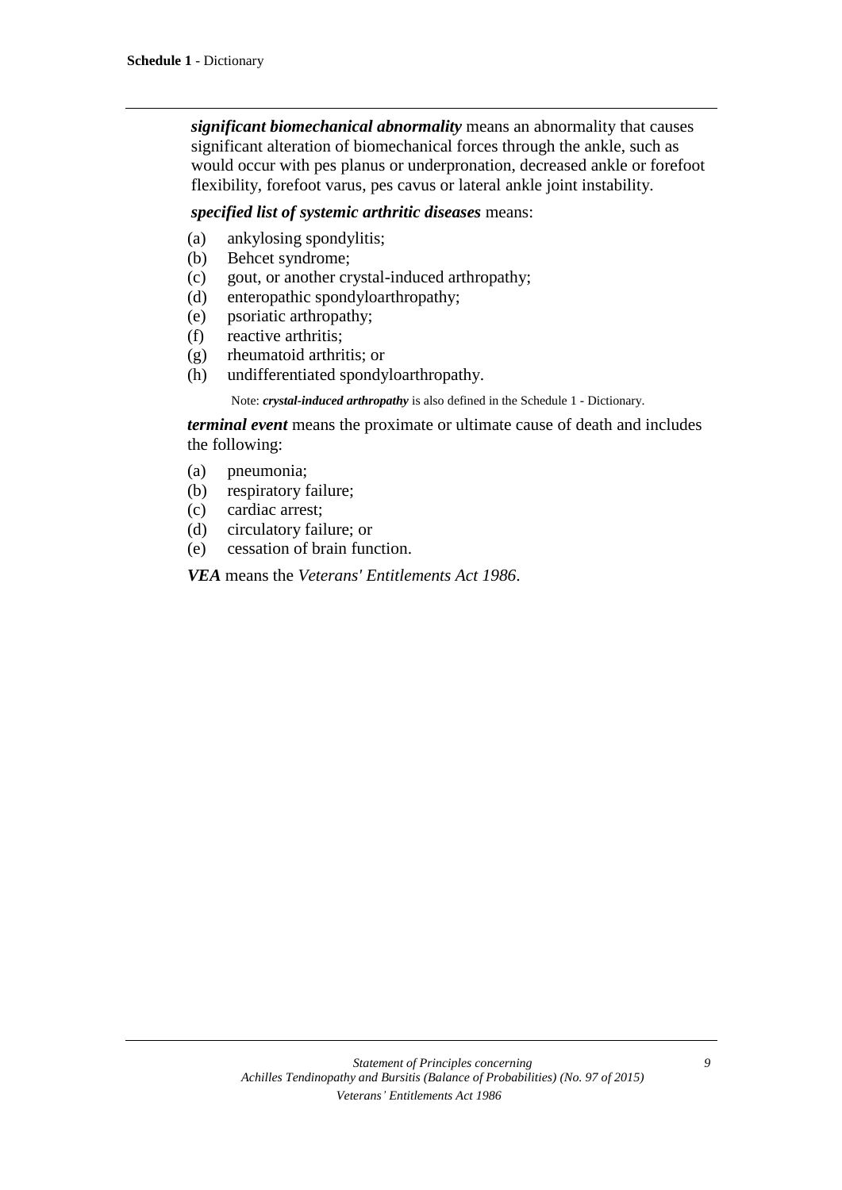***significant biomechanical abnormality*** means an abnormality that causes significant alteration of biomechanical forces through the ankle, such as would occur with pes planus or underpronation, decreased ankle or forefoot flexibility, forefoot varus, pes cavus or lateral ankle joint instability.

***specified list of systemic arthritic diseases*** means:

(a) ankylosing spondylitis;
(b) Behcet syndrome;
(c) gout, or another crystal-induced arthropathy;
(d) enteropathic spondyloarthropathy;
(e) psoriatic arthropathy;
(f) reactive arthritis;
(g) rheumatoid arthritis; or
(h) undifferentiated spondyloarthropathy.

Note: ***crystal-induced arthropathy*** is also defined in the Schedule 1 - Dictionary.

***terminal event*** means the proximate or ultimate cause of death and includes the following:

(a) pneumonia;
(b) respiratory failure;
(c) cardiac arrest;
(d) circulatory failure; or
(e) cessation of brain function.

***VEA*** means the *Veterans' Entitlements Act 1986*.